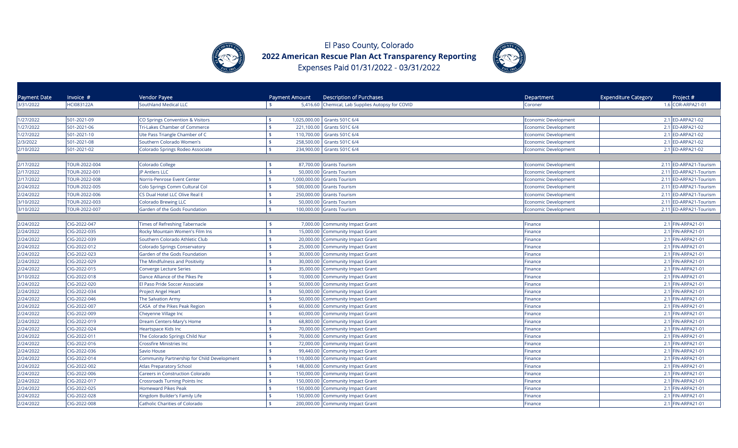# El Paso County, Colorado

## 2022 American Rescue Plan Act Transparency Reporting

Expenses Paid 01/31/2022 - 03/31/2022

| Payment Date | Invoice # | Vendor Payee | Payment Amount | Description of Purchases | Department | Expenditure Category | Project # |
|---|---|---|---|---|---|---|---|
| 3/31/2022 | HCI083122A | Southland Medical LLC | $ 5,416.60 | Chemical, Lab Supplies Autopsy for COVID | Coroner | 1.6 | COR-ARPA21-01 |
| | | | | | | | |
| 1/27/2022 | 501-2021-09 | CO Springs Convention & Visitors | $ 1,025,000.00 | Grants 501C 6/4 | Economic Development | 2.1 | ED-ARPA21-02 |
| 1/27/2022 | 501-2021-06 | Tri-Lakes Chamber of Commerce | $ 221,100.00 | Grants 501C 6/4 | Economic Development | 2.1 | ED-ARPA21-02 |
| 1/27/2022 | 501-2021-10 | Ute Pass Triangle Chamber of C | $ 110,700.00 | Grants 501C 6/4 | Economic Development | 2.1 | ED-ARPA21-02 |
| 2/3/2022 | 501-2021-08 | Southern Colorado Women's | $ 258,500.00 | Grants 501C 6/4 | Economic Development | 2.1 | ED-ARPA21-02 |
| 2/10/2022 | 501-2021-02 | Colorado Springs Rodeo Associate | $ 234,900.00 | Grants 501C 6/4 | Economic Development | 2.1 | ED-ARPA21-02 |
| | | | | | | | |
| 2/17/2022 | TOUR-2022-004 | Colorado College | $ 87,700.00 | Grants Tourism | Economic Development | 2.11 | ED-ARPA21-Tourism |
| 2/17/2022 | TOUR-2022-001 | JP Antlers LLC | $ 50,000.00 | Grants Tourism | Economic Development | 2.11 | ED-ARPA21-Tourism |
| 2/17/2022 | TOUR-2022-008 | Norris-Penrose Event Center | $ 1,000,000.00 | Grants Tourism | Economic Development | 2.11 | ED-ARPA21-Tourism |
| 2/24/2022 | TOUR-2022-005 | Colo Springs Comm Cultural Col | $ 500,000.00 | Grants Tourism | Economic Development | 2.11 | ED-ARPA21-Tourism |
| 2/24/2022 | TOUR-2022-006 | CS Dual Hotel LLC Olive Real E | $ 250,000.00 | Grants Tourism | Economic Development | 2.11 | ED-ARPA21-Tourism |
| 3/10/2022 | TOUR-2022-003 | Colorado Brewing LLC | $ 50,000.00 | Grants Tourism | Economic Development | 2.11 | ED-ARPA21-Tourism |
| 3/10/2022 | TOUR-2022-007 | Garden of the Gods Foundation | $ 100,000.00 | Grants Tourism | Economic Development | 2.11 | ED-ARPA21-Tourism |
| | | | | | | | |
| 2/24/2022 | CIG-2022-047 | Times of Refreshing Tabernacle | $ 7,000.00 | Community Impact Grant | Finance | 2.1 | FIN-ARPA21-01 |
| 2/24/2022 | CIG-2022-035 | Rocky Mountain Women's Film Ins | $ 15,000.00 | Community Impact Grant | Finance | 2.1 | FIN-ARPA21-01 |
| 2/24/2022 | CIG-2022-039 | Southern Colorado Athletic Club | $ 20,000.00 | Community Impact Grant | Finance | 2.1 | FIN-ARPA21-01 |
| 2/24/2022 | CIG-2022-012 | Colorado Springs Conservatory | $ 25,000.00 | Community Impact Grant | Finance | 2.1 | FIN-ARPA21-01 |
| 2/24/2022 | CIG-2022-023 | Garden of the Gods Foundation | $ 30,000.00 | Community Impact Grant | Finance | 2.1 | FIN-ARPA21-01 |
| 2/24/2022 | CIG-2022-029 | The Mindfulness and Positivity | $ 30,000.00 | Community Impact Grant | Finance | 2.1 | FIN-ARPA21-01 |
| 2/24/2022 | CIG-2022-015 | Converge Lecture Series | $ 35,000.00 | Community Impact Grant | Finance | 2.1 | FIN-ARPA21-01 |
| 3/10/2022 | CIG-2022-018 | Dance Alliance of the Pikes Pe | $ 10,000.00 | Community Impact Grant | Finance | 2.1 | FIN-ARPA21-01 |
| 2/24/2022 | CIG-2022-020 | El Paso Pride Soccer Associate | $ 50,000.00 | Community Impact Grant | Finance | 2.1 | FIN-ARPA21-01 |
| 2/24/2022 | CIG-2022-034 | Project Angel Heart | $ 50,000.00 | Community Impact Grant | Finance | 2.1 | FIN-ARPA21-01 |
| 2/24/2022 | CIG-2022-046 | The Salvation Army | $ 50,000.00 | Community Impact Grant | Finance | 2.1 | FIN-ARPA21-01 |
| 2/24/2022 | CIG-2022-007 | CASA of the Pikes Peak Region | $ 60,000.00 | Community Impact Grant | Finance | 2.1 | FIN-ARPA21-01 |
| 2/24/2022 | CIG-2022-009 | Cheyenne Village Inc | $ 60,000.00 | Community Impact Grant | Finance | 2.1 | FIN-ARPA21-01 |
| 2/24/2022 | CIG-2022-019 | Dream Centers-Mary's Home | $ 68,800.00 | Community Impact Grant | Finance | 2.1 | FIN-ARPA21-01 |
| 2/24/2022 | CIG-2022-024 | Heartspace Kids Inc | $ 70,000.00 | Community Impact Grant | Finance | 2.1 | FIN-ARPA21-01 |
| 2/24/2022 | CIG-2022-011 | The Colorado Springs Child Nur | $ 70,000.00 | Community Impact Grant | Finance | 2.1 | FIN-ARPA21-01 |
| 2/24/2022 | CIG-2022-016 | Crossfire Ministries Inc | $ 72,000.00 | Community Impact Grant | Finance | 2.1 | FIN-ARPA21-01 |
| 2/24/2022 | CIG-2022-036 | Savio House | $ 99,440.00 | Community Impact Grant | Finance | 2.1 | FIN-ARPA21-01 |
| 2/24/2022 | CIG-2022-014 | Community Partnership for Child Development | $ 110,000.00 | Community Impact Grant | Finance | 2.1 | FIN-ARPA21-01 |
| 2/24/2022 | CIG-2022-002 | Atlas Preparatory School | $ 148,000.00 | Community Impact Grant | Finance | 2.1 | FIN-ARPA21-01 |
| 2/24/2022 | CIG-2022-006 | Careers in Construction Colorado | $ 150,000.00 | Community Impact Grant | Finance | 2.1 | FIN-ARPA21-01 |
| 2/24/2022 | CIG-2022-017 | Crossroads Turning Points Inc | $ 150,000.00 | Community Impact Grant | Finance | 2.1 | FIN-ARPA21-01 |
| 2/24/2022 | CIG-2022-025 | Homeward Pikes Peak | $ 150,000.00 | Community Impact Grant | Finance | 2.1 | FIN-ARPA21-01 |
| 2/24/2022 | CIG-2022-028 | Kingdom Builder's Family Life | $ 150,000.00 | Community Impact Grant | Finance | 2.1 | FIN-ARPA21-01 |
| 2/24/2022 | CIG-2022-008 | Catholic Charities of Colorado | $ 200,000.00 | Community Impact Grant | Finance | 2.1 | FIN-ARPA21-01 |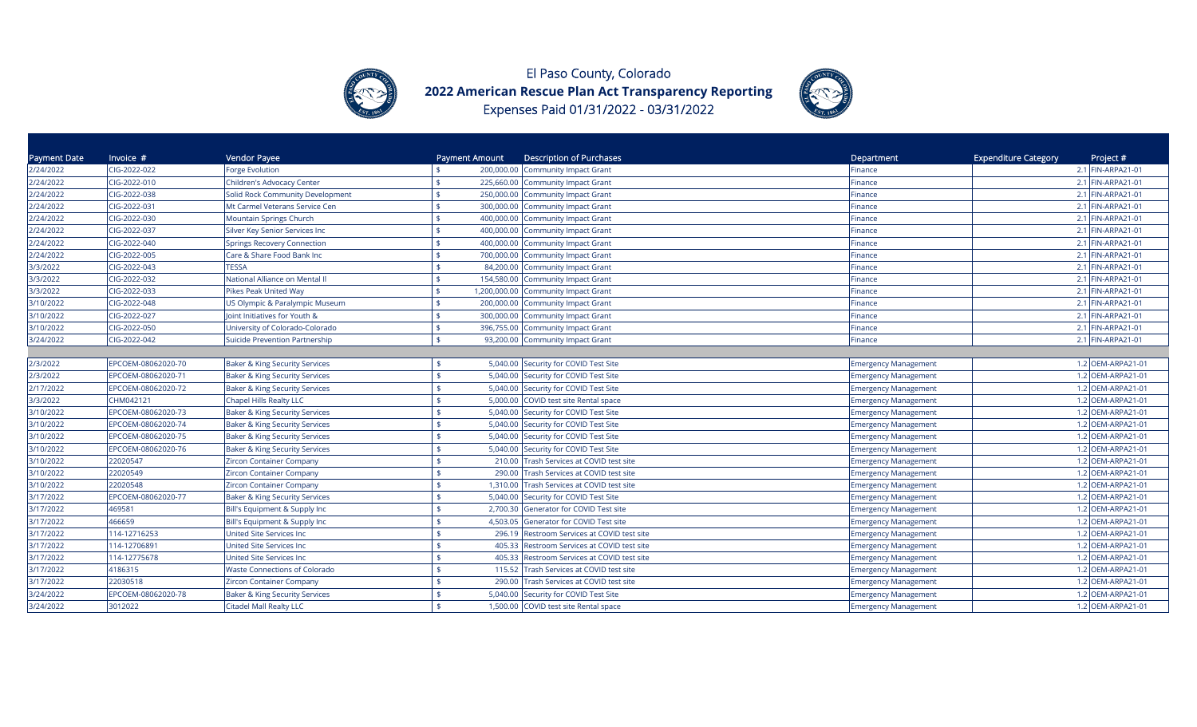# El Paso County, Colorado

## 2022 American Rescue Plan Act Transparency Reporting

Expenses Paid 01/31/2022 - 03/31/2022

| Payment Date | Invoice # | Vendor Payee | Payment Amount | Description of Purchases | Department | Expenditure Category | Project # |
|---|---|---|---|---|---|---|---|
| 2/24/2022 | CIG-2022-022 | Forge Evolution | $ 200,000.00 | Community Impact Grant | Finance | 2.1 | FIN-ARPA21-01 |
| 2/24/2022 | CIG-2022-010 | Children's Advocacy Center | $ 225,660.00 | Community Impact Grant | Finance | 2.1 | FIN-ARPA21-01 |
| 2/24/2022 | CIG-2022-038 | Solid Rock Community Development | $ 250,000.00 | Community Impact Grant | Finance | 2.1 | FIN-ARPA21-01 |
| 2/24/2022 | CIG-2022-031 | Mt Carmel Veterans Service Cen | $ 300,000.00 | Community Impact Grant | Finance | 2.1 | FIN-ARPA21-01 |
| 2/24/2022 | CIG-2022-030 | Mountain Springs Church | $ 400,000.00 | Community Impact Grant | Finance | 2.1 | FIN-ARPA21-01 |
| 2/24/2022 | CIG-2022-037 | Silver Key Senior Services Inc | $ 400,000.00 | Community Impact Grant | Finance | 2.1 | FIN-ARPA21-01 |
| 2/24/2022 | CIG-2022-040 | Springs Recovery Connection | $ 400,000.00 | Community Impact Grant | Finance | 2.1 | FIN-ARPA21-01 |
| 2/24/2022 | CIG-2022-005 | Care & Share Food Bank Inc | $ 700,000.00 | Community Impact Grant | Finance | 2.1 | FIN-ARPA21-01 |
| 3/3/2022 | CIG-2022-043 | TESSA | $ 84,200.00 | Community Impact Grant | Finance | 2.1 | FIN-ARPA21-01 |
| 3/3/2022 | CIG-2022-032 | National Alliance on Mental Il | $ 154,580.00 | Community Impact Grant | Finance | 2.1 | FIN-ARPA21-01 |
| 3/3/2022 | CIG-2022-033 | Pikes Peak United Way | $ 1,200,000.00 | Community Impact Grant | Finance | 2.1 | FIN-ARPA21-01 |
| 3/10/2022 | CIG-2022-048 | US Olympic & Paralympic Museum | $ 200,000.00 | Community Impact Grant | Finance | 2.1 | FIN-ARPA21-01 |
| 3/10/2022 | CIG-2022-027 | Joint Initiatives for Youth & | $ 300,000.00 | Community Impact Grant | Finance | 2.1 | FIN-ARPA21-01 |
| 3/10/2022 | CIG-2022-050 | University of Colorado-Colorado | $ 396,755.00 | Community Impact Grant | Finance | 2.1 | FIN-ARPA21-01 |
| 3/24/2022 | CIG-2022-042 | Suicide Prevention Partnership | $ 93,200.00 | Community Impact Grant | Finance | 2.1 | FIN-ARPA21-01 |
| | | | | | | | |
| 2/3/2022 | EPCOEM-08062020-70 | Baker & King Security Services | $ 5,040.00 | Security for COVID Test Site | Emergency Management | 1.2 | OEM-ARPA21-01 |
| 2/3/2022 | EPCOEM-08062020-71 | Baker & King Security Services | $ 5,040.00 | Security for COVID Test Site | Emergency Management | 1.2 | OEM-ARPA21-01 |
| 2/17/2022 | EPCOEM-08062020-72 | Baker & King Security Services | $ 5,040.00 | Security for COVID Test Site | Emergency Management | 1.2 | OEM-ARPA21-01 |
| 3/3/2022 | CHM042121 | Chapel Hills Realty LLC | $ 5,000.00 | COVID test site Rental space | Emergency Management | 1.2 | OEM-ARPA21-01 |
| 3/10/2022 | EPCOEM-08062020-73 | Baker & King Security Services | $ 5,040.00 | Security for COVID Test Site | Emergency Management | 1.2 | OEM-ARPA21-01 |
| 3/10/2022 | EPCOEM-08062020-74 | Baker & King Security Services | $ 5,040.00 | Security for COVID Test Site | Emergency Management | 1.2 | OEM-ARPA21-01 |
| 3/10/2022 | EPCOEM-08062020-75 | Baker & King Security Services | $ 5,040.00 | Security for COVID Test Site | Emergency Management | 1.2 | OEM-ARPA21-01 |
| 3/10/2022 | EPCOEM-08062020-76 | Baker & King Security Services | $ 5,040.00 | Security for COVID Test Site | Emergency Management | 1.2 | OEM-ARPA21-01 |
| 3/10/2022 | 22020547 | Zircon Container Company | $ 210.00 | Trash Services at COVID test site | Emergency Management | 1.2 | OEM-ARPA21-01 |
| 3/10/2022 | 22020549 | Zircon Container Company | $ 290.00 | Trash Services at COVID test site | Emergency Management | 1.2 | OEM-ARPA21-01 |
| 3/10/2022 | 22020548 | Zircon Container Company | $ 1,310.00 | Trash Services at COVID test site | Emergency Management | 1.2 | OEM-ARPA21-01 |
| 3/17/2022 | EPCOEM-08062020-77 | Baker & King Security Services | $ 5,040.00 | Security for COVID Test Site | Emergency Management | 1.2 | OEM-ARPA21-01 |
| 3/17/2022 | 469581 | Bill's Equipment & Supply Inc | $ 2,700.30 | Generator for COVID Test site | Emergency Management | 1.2 | OEM-ARPA21-01 |
| 3/17/2022 | 466659 | Bill's Equipment & Supply Inc | $ 4,503.05 | Generator for COVID Test site | Emergency Management | 1.2 | OEM-ARPA21-01 |
| 3/17/2022 | 114-12716253 | United Site Services Inc | $ 296.19 | Restroom Services at COVID test site | Emergency Management | 1.2 | OEM-ARPA21-01 |
| 3/17/2022 | 114-12706891 | United Site Services Inc | $ 405.33 | Restroom Services at COVID test site | Emergency Management | 1.2 | OEM-ARPA21-01 |
| 3/17/2022 | 114-12775678 | United Site Services Inc | $ 405.33 | Restroom Services at COVID test site | Emergency Management | 1.2 | OEM-ARPA21-01 |
| 3/17/2022 | 4186315 | Waste Connections of Colorado | $ 115.52 | Trash Services at COVID test site | Emergency Management | 1.2 | OEM-ARPA21-01 |
| 3/17/2022 | 22030518 | Zircon Container Company | $ 290.00 | Trash Services at COVID test site | Emergency Management | 1.2 | OEM-ARPA21-01 |
| 3/24/2022 | EPCOEM-08062020-78 | Baker & King Security Services | $ 5,040.00 | Security for COVID Test Site | Emergency Management | 1.2 | OEM-ARPA21-01 |
| 3/24/2022 | 3012022 | Citadel Mall Realty LLC | $ 1,500.00 | COVID test site Rental space | Emergency Management | 1.2 | OEM-ARPA21-01 |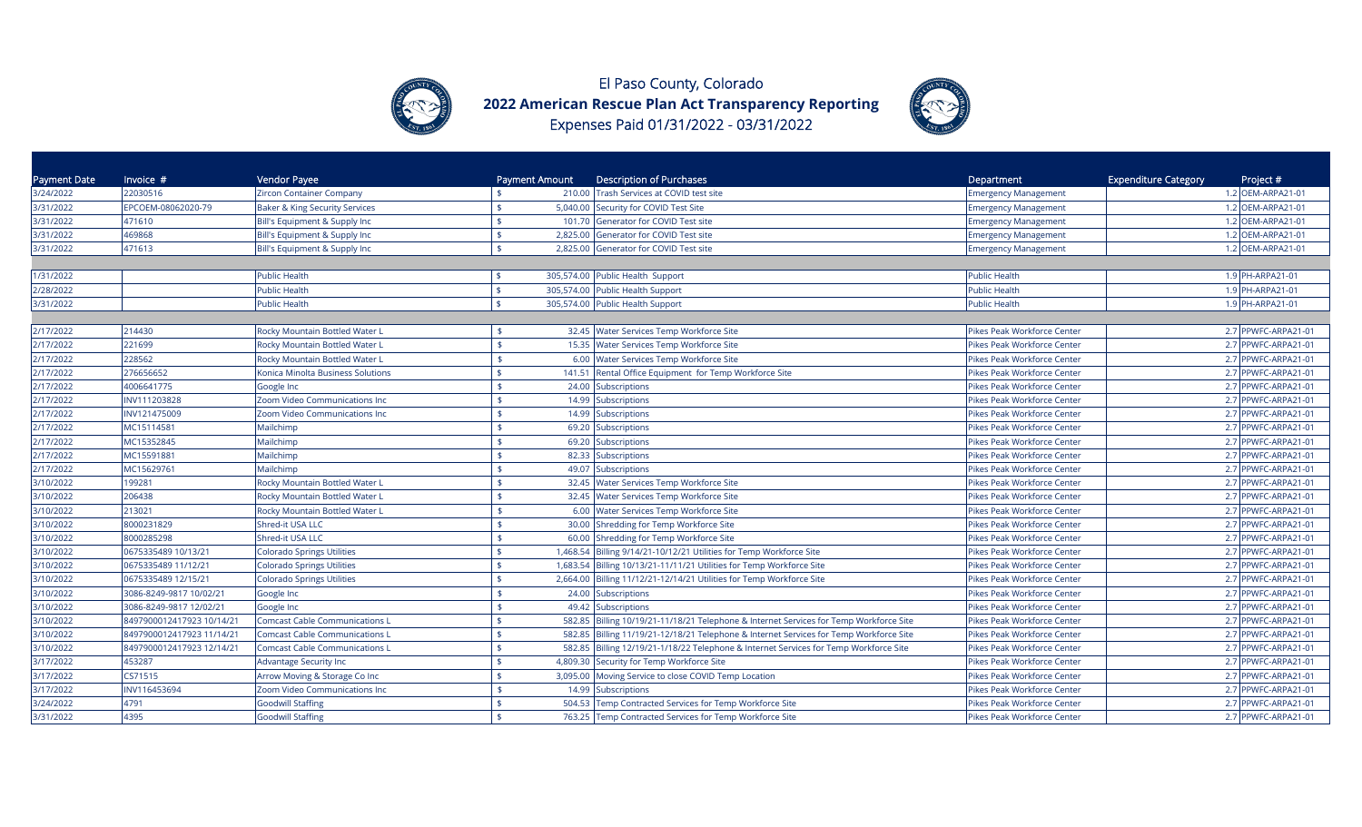# El Paso County, Colorado

## 2022 American Rescue Plan Act Transparency Reporting

Expenses Paid 01/31/2022 - 03/31/2022

| Payment Date | Invoice # | Vendor Payee | Payment Amount | Description of Purchases | Department | Expenditure Category | Project # |
|---|---|---|---|---|---|---|---|
| 3/24/2022 | 22030516 | Zircon Container Company | $ 210.00 | Trash Services at COVID test site | Emergency Management | 1.2 | OEM-ARPA21-01 |
| 3/31/2022 | EPCOEM-08062020-79 | Baker & King Security Services | $ 5,040.00 | Security for COVID Test Site | Emergency Management | 1.2 | OEM-ARPA21-01 |
| 3/31/2022 | 471610 | Bill's Equipment & Supply Inc | $ 101.70 | Generator for COVID Test site | Emergency Management | 1.2 | OEM-ARPA21-01 |
| 3/31/2022 | 469868 | Bill's Equipment & Supply Inc | $ 2,825.00 | Generator for COVID Test site | Emergency Management | 1.2 | OEM-ARPA21-01 |
| 3/31/2022 | 471613 | Bill's Equipment & Supply Inc | $ 2,825.00 | Generator for COVID Test site | Emergency Management | 1.2 | OEM-ARPA21-01 |
| | | | | | | | |
| 1/31/2022 | | Public Health | $ 305,574.00 | Public Health Support | Public Health | 1.9 | PH-ARPA21-01 |
| 2/28/2022 | | Public Health | $ 305,574.00 | Public Health Support | Public Health | 1.9 | PH-ARPA21-01 |
| 3/31/2022 | | Public Health | $ 305,574.00 | Public Health Support | Public Health | 1.9 | PH-ARPA21-01 |
| | | | | | | | |
| 2/17/2022 | 214430 | Rocky Mountain Bottled Water L | $ 32.45 | Water Services Temp Workforce Site | Pikes Peak Workforce Center | 2.7 | PPWFC-ARPA21-01 |
| 2/17/2022 | 221699 | Rocky Mountain Bottled Water L | $ 15.35 | Water Services Temp Workforce Site | Pikes Peak Workforce Center | 2.7 | PPWFC-ARPA21-01 |
| 2/17/2022 | 228562 | Rocky Mountain Bottled Water L | $ 6.00 | Water Services Temp Workforce Site | Pikes Peak Workforce Center | 2.7 | PPWFC-ARPA21-01 |
| 2/17/2022 | 276656652 | Konica Minolta Business Solutions | $ 141.51 | Rental Office Equipment for Temp Workforce Site | Pikes Peak Workforce Center | 2.7 | PPWFC-ARPA21-01 |
| 2/17/2022 | 4006641775 | Google Inc | $ 24.00 | Subscriptions | Pikes Peak Workforce Center | 2.7 | PPWFC-ARPA21-01 |
| 2/17/2022 | INV111203828 | Zoom Video Communications Inc | $ 14.99 | Subscriptions | Pikes Peak Workforce Center | 2.7 | PPWFC-ARPA21-01 |
| 2/17/2022 | INV121475009 | Zoom Video Communications Inc | $ 14.99 | Subscriptions | Pikes Peak Workforce Center | 2.7 | PPWFC-ARPA21-01 |
| 2/17/2022 | MC15114581 | Mailchimp | $ 69.20 | Subscriptions | Pikes Peak Workforce Center | 2.7 | PPWFC-ARPA21-01 |
| 2/17/2022 | MC15352845 | Mailchimp | $ 69.20 | Subscriptions | Pikes Peak Workforce Center | 2.7 | PPWFC-ARPA21-01 |
| 2/17/2022 | MC15591881 | Mailchimp | $ 82.33 | Subscriptions | Pikes Peak Workforce Center | 2.7 | PPWFC-ARPA21-01 |
| 2/17/2022 | MC15629761 | Mailchimp | $ 49.07 | Subscriptions | Pikes Peak Workforce Center | 2.7 | PPWFC-ARPA21-01 |
| 3/10/2022 | 199281 | Rocky Mountain Bottled Water L | $ 32.45 | Water Services Temp Workforce Site | Pikes Peak Workforce Center | 2.7 | PPWFC-ARPA21-01 |
| 3/10/2022 | 206438 | Rocky Mountain Bottled Water L | $ 32.45 | Water Services Temp Workforce Site | Pikes Peak Workforce Center | 2.7 | PPWFC-ARPA21-01 |
| 3/10/2022 | 213021 | Rocky Mountain Bottled Water L | $ 6.00 | Water Services Temp Workforce Site | Pikes Peak Workforce Center | 2.7 | PPWFC-ARPA21-01 |
| 3/10/2022 | 8000231829 | Shred-it USA LLC | $ 30.00 | Shredding for Temp Workforce Site | Pikes Peak Workforce Center | 2.7 | PPWFC-ARPA21-01 |
| 3/10/2022 | 8000285298 | Shred-it USA LLC | $ 60.00 | Shredding for Temp Workforce Site | Pikes Peak Workforce Center | 2.7 | PPWFC-ARPA21-01 |
| 3/10/2022 | 0675335489 10/13/21 | Colorado Springs Utilities | $ 1,468.54 | Billing 9/14/21-10/12/21 Utilities for Temp Workforce Site | Pikes Peak Workforce Center | 2.7 | PPWFC-ARPA21-01 |
| 3/10/2022 | 0675335489 11/12/21 | Colorado Springs Utilities | $ 1,683.54 | Billing 10/13/21-11/11/21 Utilities for Temp Workforce Site | Pikes Peak Workforce Center | 2.7 | PPWFC-ARPA21-01 |
| 3/10/2022 | 0675335489 12/15/21 | Colorado Springs Utilities | $ 2,664.00 | Billing 11/12/21-12/14/21 Utilities for Temp Workforce Site | Pikes Peak Workforce Center | 2.7 | PPWFC-ARPA21-01 |
| 3/10/2022 | 3086-8249-9817 10/02/21 | Google Inc | $ 24.00 | Subscriptions | Pikes Peak Workforce Center | 2.7 | PPWFC-ARPA21-01 |
| 3/10/2022 | 3086-8249-9817 12/02/21 | Google Inc | $ 49.42 | Subscriptions | Pikes Peak Workforce Center | 2.7 | PPWFC-ARPA21-01 |
| 3/10/2022 | 8497900012417923 10/14/21 | Comcast Cable Communications L | $ 582.85 | Billing 10/19/21-11/18/21 Telephone & Internet Services for Temp Workforce Site | Pikes Peak Workforce Center | 2.7 | PPWFC-ARPA21-01 |
| 3/10/2022 | 8497900012417923 11/14/21 | Comcast Cable Communications L | $ 582.85 | Billing 11/19/21-12/18/21 Telephone & Internet Services for Temp Workforce Site | Pikes Peak Workforce Center | 2.7 | PPWFC-ARPA21-01 |
| 3/10/2022 | 8497900012417923 12/14/21 | Comcast Cable Communications L | $ 582.85 | Billing 12/19/21-1/18/22 Telephone & Internet Services for Temp Workforce Site | Pikes Peak Workforce Center | 2.7 | PPWFC-ARPA21-01 |
| 3/17/2022 | 453287 | Advantage Security Inc | $ 4,809.30 | Security for Temp Workforce Site | Pikes Peak Workforce Center | 2.7 | PPWFC-ARPA21-01 |
| 3/17/2022 | CS71515 | Arrow Moving & Storage Co Inc | $ 3,095.00 | Moving Service to close COVID Temp Location | Pikes Peak Workforce Center | 2.7 | PPWFC-ARPA21-01 |
| 3/17/2022 | INV116453694 | Zoom Video Communications Inc | $ 14.99 | Subscriptions | Pikes Peak Workforce Center | 2.7 | PPWFC-ARPA21-01 |
| 3/24/2022 | 4791 | Goodwill Staffing | $ 504.53 | Temp Contracted Services for Temp Workforce Site | Pikes Peak Workforce Center | 2.7 | PPWFC-ARPA21-01 |
| 3/31/2022 | 4395 | Goodwill Staffing | $ 763.25 | Temp Contracted Services for Temp Workforce Site | Pikes Peak Workforce Center | 2.7 | PPWFC-ARPA21-01 |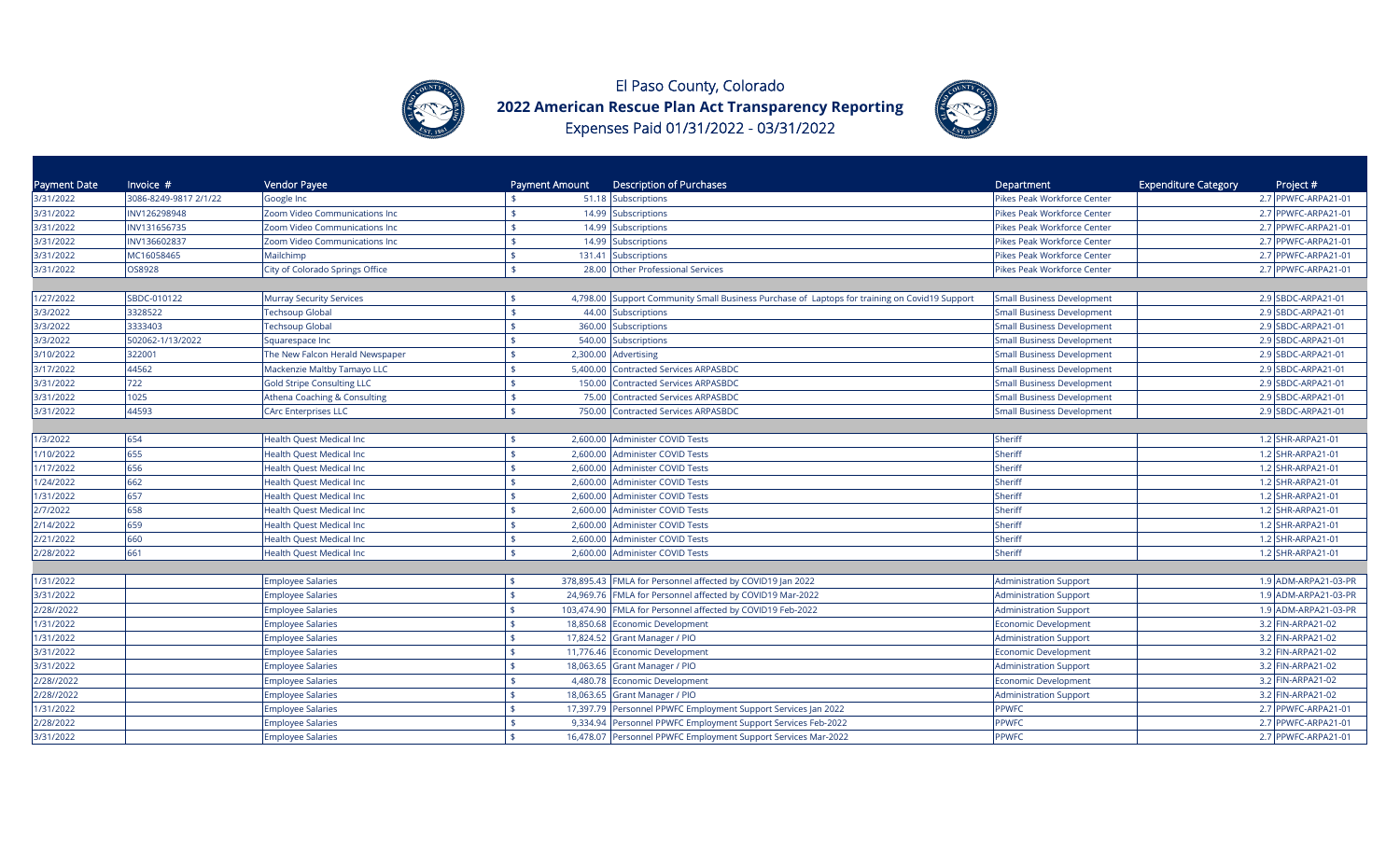# El Paso County, Colorado

## 2022 American Rescue Plan Act Transparency Reporting

Expenses Paid 01/31/2022 - 03/31/2022

| Payment Date | Invoice # | Vendor Payee | Payment Amount | Description of Purchases | Department | Expenditure Category | Project # |
|---|---|---|---|---|---|---|---|
| 3/31/2022 | 3086-8249-9817 2/1/22 | Google Inc | $ 51.18 | Subscriptions | Pikes Peak Workforce Center | 2.7 | PPWFC-ARPA21-01 |
| 3/31/2022 | INV126298948 | Zoom Video Communications Inc | $ 14.99 | Subscriptions | Pikes Peak Workforce Center | 2.7 | PPWFC-ARPA21-01 |
| 3/31/2022 | INV131656735 | Zoom Video Communications Inc | $ 14.99 | Subscriptions | Pikes Peak Workforce Center | 2.7 | PPWFC-ARPA21-01 |
| 3/31/2022 | INV136602837 | Zoom Video Communications Inc | $ 14.99 | Subscriptions | Pikes Peak Workforce Center | 2.7 | PPWFC-ARPA21-01 |
| 3/31/2022 | MC16058465 | Mailchimp | $ 131.41 | Subscriptions | Pikes Peak Workforce Center | 2.7 | PPWFC-ARPA21-01 |
| 3/31/2022 | OS8928 | City of Colorado Springs Office | $ 28.00 | Other Professional Services | Pikes Peak Workforce Center | 2.7 | PPWFC-ARPA21-01 |
| | | | | | | | |
| 1/27/2022 | SBDC-010122 | Murray Security Services | $ 4,798.00 | Support Community Small Business Purchase of Laptops for training on Covid19 Support | Small Business Development | 2.9 | SBDC-ARPA21-01 |
| 3/3/2022 | 3328522 | Techsoup Global | $ 44.00 | Subscriptions | Small Business Development | 2.9 | SBDC-ARPA21-01 |
| 3/3/2022 | 3333403 | Techsoup Global | $ 360.00 | Subscriptions | Small Business Development | 2.9 | SBDC-ARPA21-01 |
| 3/3/2022 | 502062-1/13/2022 | Squarespace Inc | $ 540.00 | Subscriptions | Small Business Development | 2.9 | SBDC-ARPA21-01 |
| 3/10/2022 | 322001 | The New Falcon Herald Newspaper | $ 2,300.00 | Advertising | Small Business Development | 2.9 | SBDC-ARPA21-01 |
| 3/17/2022 | 44562 | Mackenzie Maltby Tamayo LLC | $ 5,400.00 | Contracted Services ARPASBDC | Small Business Development | 2.9 | SBDC-ARPA21-01 |
| 3/31/2022 | 722 | Gold Stripe Consulting LLC | $ 150.00 | Contracted Services ARPASBDC | Small Business Development | 2.9 | SBDC-ARPA21-01 |
| 3/31/2022 | 1025 | Athena Coaching & Consulting | $ 75.00 | Contracted Services ARPASBDC | Small Business Development | 2.9 | SBDC-ARPA21-01 |
| 3/31/2022 | 44593 | CArc Enterprises LLC | $ 750.00 | Contracted Services ARPASBDC | Small Business Development | 2.9 | SBDC-ARPA21-01 |
| | | | | | | | |
| 1/3/2022 | 654 | Health Quest Medical Inc | $ 2,600.00 | Administer COVID Tests | Sheriff | 1.2 | SHR-ARPA21-01 |
| 1/10/2022 | 655 | Health Quest Medical Inc | $ 2,600.00 | Administer COVID Tests | Sheriff | 1.2 | SHR-ARPA21-01 |
| 1/17/2022 | 656 | Health Quest Medical Inc | $ 2,600.00 | Administer COVID Tests | Sheriff | 1.2 | SHR-ARPA21-01 |
| 1/24/2022 | 662 | Health Quest Medical Inc | $ 2,600.00 | Administer COVID Tests | Sheriff | 1.2 | SHR-ARPA21-01 |
| 1/31/2022 | 657 | Health Quest Medical Inc | $ 2,600.00 | Administer COVID Tests | Sheriff | 1.2 | SHR-ARPA21-01 |
| 2/7/2022 | 658 | Health Quest Medical Inc | $ 2,600.00 | Administer COVID Tests | Sheriff | 1.2 | SHR-ARPA21-01 |
| 2/14/2022 | 659 | Health Quest Medical Inc | $ 2,600.00 | Administer COVID Tests | Sheriff | 1.2 | SHR-ARPA21-01 |
| 2/21/2022 | 660 | Health Quest Medical Inc | $ 2,600.00 | Administer COVID Tests | Sheriff | 1.2 | SHR-ARPA21-01 |
| 2/28/2022 | 661 | Health Quest Medical Inc | $ 2,600.00 | Administer COVID Tests | Sheriff | 1.2 | SHR-ARPA21-01 |
| | | | | | | | |
| 1/31/2022 | | Employee Salaries | $ 378,895.43 | FMLA for Personnel affected by COVID19 Jan 2022 | Administration Support | 1.9 | ADM-ARPA21-03-PR |
| 3/31/2022 | | Employee Salaries | $ 24,969.76 | FMLA for Personnel affected by COVID19 Mar-2022 | Administration Support | 1.9 | ADM-ARPA21-03-PR |
| 2/28//2022 | | Employee Salaries | $ 103,474.90 | FMLA for Personnel affected by COVID19 Feb-2022 | Administration Support | 1.9 | ADM-ARPA21-03-PR |
| 1/31/2022 | | Employee Salaries | $ 18,850.68 | Economic Development | Economic Development | 3.2 | FIN-ARPA21-02 |
| 1/31/2022 | | Employee Salaries | $ 17,824.52 | Grant Manager / PIO | Administration Support | 3.2 | FIN-ARPA21-02 |
| 3/31/2022 | | Employee Salaries | $ 11,776.46 | Economic Development | Economic Development | 3.2 | FIN-ARPA21-02 |
| 3/31/2022 | | Employee Salaries | $ 18,063.65 | Grant Manager / PIO | Administration Support | 3.2 | FIN-ARPA21-02 |
| 2/28//2022 | | Employee Salaries | $ 4,480.78 | Economic Development | Economic Development | 3.2 | FIN-ARPA21-02 |
| 2/28//2022 | | Employee Salaries | $ 18,063.65 | Grant Manager / PIO | Administration Support | 3.2 | FIN-ARPA21-02 |
| 1/31/2022 | | Employee Salaries | $ 17,397.79 | Personnel PPWFC Employment Support Services Jan 2022 | PPWFC | 2.7 | PPWFC-ARPA21-01 |
| 2/28/2022 | | Employee Salaries | $ 9,334.94 | Personnel PPWFC Employment Support Services Feb-2022 | PPWFC | 2.7 | PPWFC-ARPA21-01 |
| 3/31/2022 | | Employee Salaries | $ 16,478.07 | Personnel PPWFC Employment Support Services Mar-2022 | PPWFC | 2.7 | PPWFC-ARPA21-01 |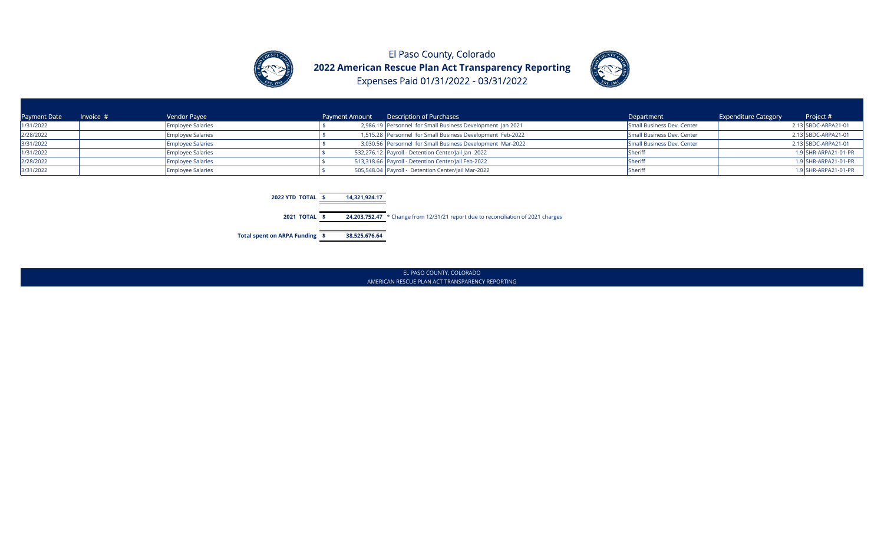# El Paso County, Colorado

## 2022 American Rescue Plan Act Transparency Reporting

Expenses Paid 01/31/2022 - 03/31/2022

| Payment Date | Invoice # | Vendor Payee | Payment Amount | Description of Purchases | Department | Expenditure Category | Project # |
|---|---|---|---|---|---|---|---|
| 1/31/2022 | | Employee Salaries | $ 2,986.19 | Personnel for Small Business Development Jan 2021 | Small Business Dev. Center | 2.13 | SBDC-ARPA21-01 |
| 2/28/2022 | | Employee Salaries | $ 1,515.28 | Personnel for Small Business Development Feb-2022 | Small Business Dev. Center | 2.13 | SBDC-ARPA21-01 |
| 3/31/2022 | | Employee Salaries | $ 3,030.56 | Personnel for Small Business Development Mar-2022 | Small Business Dev. Center | 2.13 | SBDC-ARPA21-01 |
| 1/31/2022 | | Employee Salaries | $ 532,276.12 | Payroll - Detention Center/Jail Jan 2022 | Sheriff | 1.9 | SHR-ARPA21-01-PR |
| 2/28/2022 | | Employee Salaries | $ 513,318.66 | Payroll - Detention Center/Jail Feb-2022 | Sheriff | 1.9 | SHR-ARPA21-01-PR |
| 3/31/2022 | | Employee Salaries | $ 505,548.04 | Payroll - Detention Center/Jail Mar-2022 | Sheriff | 1.9 | SHR-ARPA21-01-PR |

**2022 YTD TOTAL** **$ 14,321,924.17**

**2021 TOTAL** **$ 24,203,752.47** * Change from 12/31/21 report due to reconciliation of 2021 charges

**Total spent on ARPA Funding** **$ 38,525,676.64**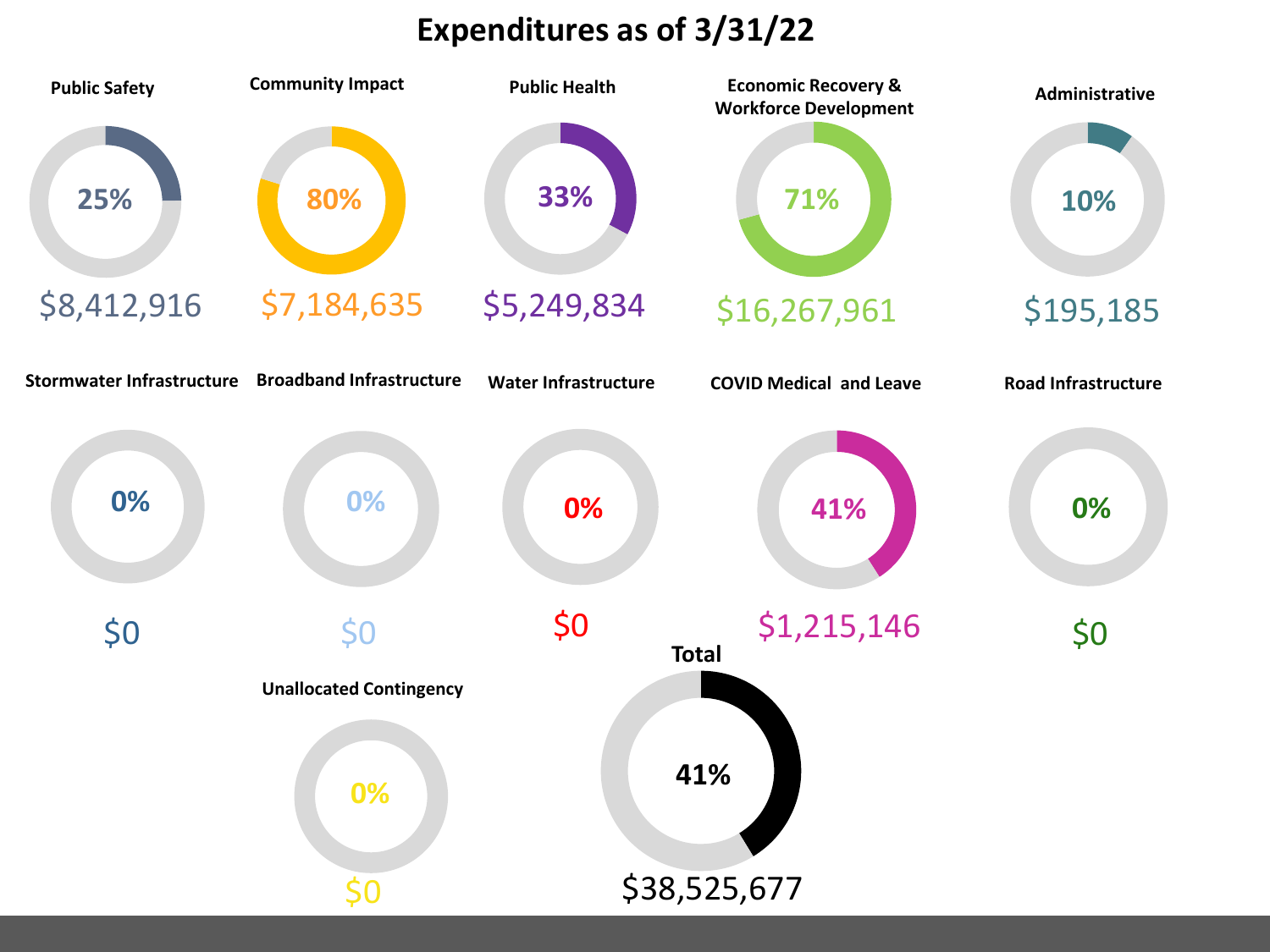# Expenditures as of 3/31/22

Public Safety
25%
$8,412,916

Community Impact
80%
$7,184,635

Public Health
33%
$5,249,834

Economic Recovery & Workforce Development
71%
$16,267,961

Administrative
10%
$195,185

Stormwater Infrastructure
0%
$0

Broadband Infrastructure
0%
$0

Water Infrastructure
0%
$0

COVID Medical and Leave
41%
$1,215,146

Road Infrastructure
0%
$0

Unallocated Contingency
0%
$0

Total
41%
$38,525,677